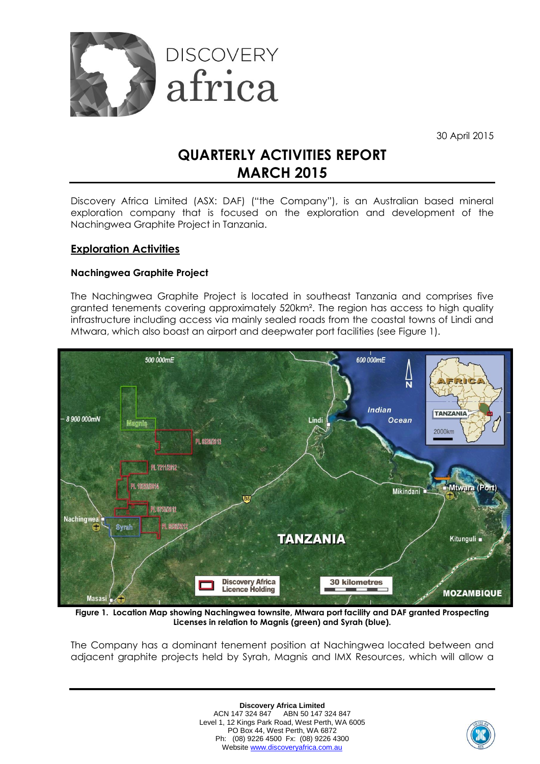30 April 2015

# QUARTERLY ACTIVITIES REPORT MARCH 2015

Discovery Africa Limited (ASX: DAF) ("the Company"), is an Australian based mineral exploration company that is focused on the exploration and development of the Nachingwea Graphite Project in Tanzania.

## Exploration Activities

### Nachingwea Graphite Project

The Nachingwea Graphite Project is located in southeast Tanzania and comprises five granted tenements covering approximately 520km². The region has access to high quality infrastructure including access via mainly sealed roads from the coastal towns of Lindi and Mtwara, which also boast an airport and deepwater port facilities (see Figure 1).

**Figure 1. Location Map showing Nachingwea townsite, Mtwara port facility and DAF granted Prospecting Licenses in relation to Magnis (green) and Syrah (blue).**

The Company has a dominant tenement position at Nachingwea located between and adjacent graphite projects held by Syrah, Magnis and IMX Resources, which will allow a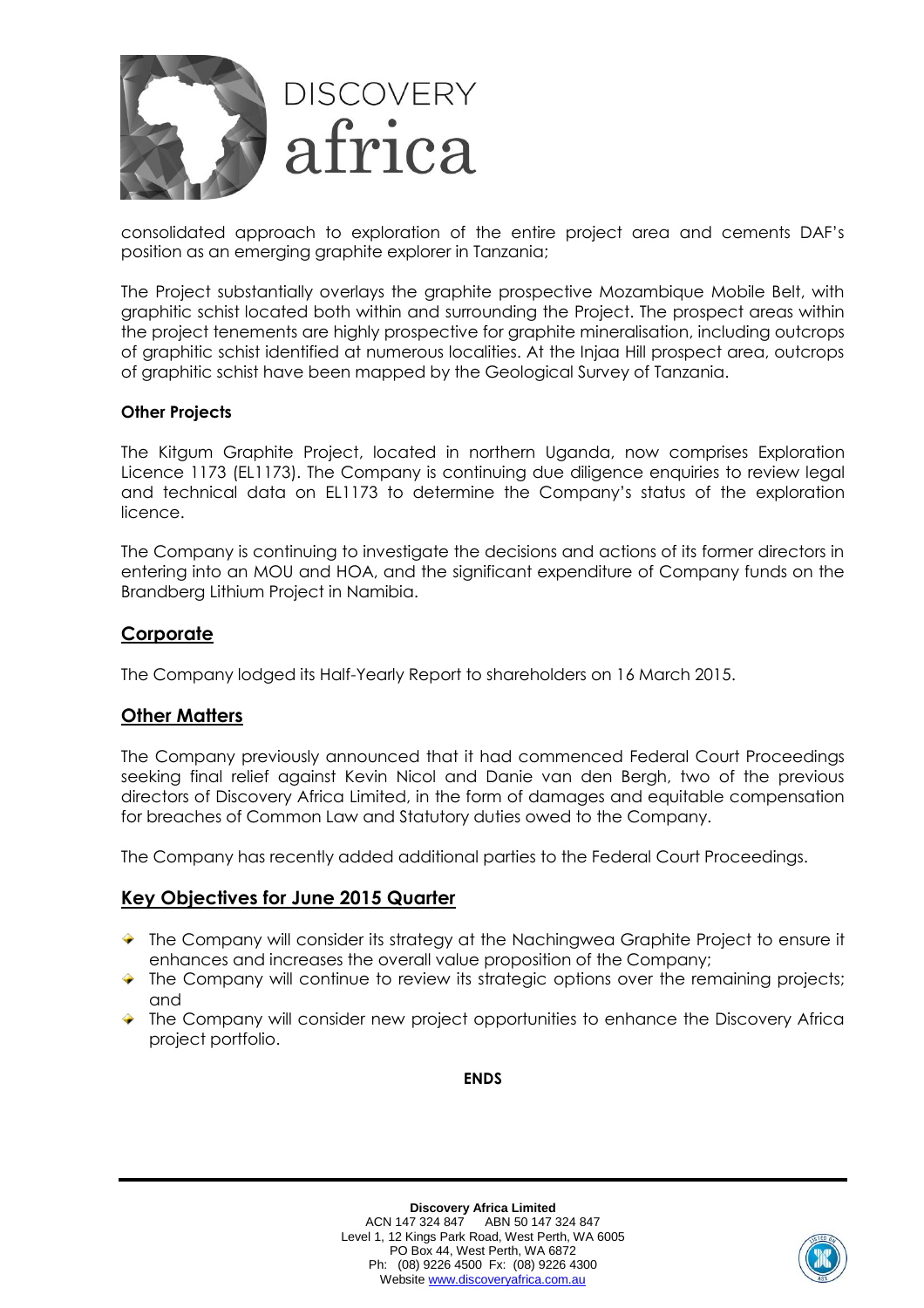consolidated approach to exploration of the entire project area and cements DAF's position as an emerging graphite explorer in Tanzania;

The Project substantially overlays the graphite prospective Mozambique Mobile Belt, with graphitic schist located both within and surrounding the Project. The prospect areas within the project tenements are highly prospective for graphite mineralisation, including outcrops of graphitic schist identified at numerous localities. At the Injaa Hill prospect area, outcrops of graphitic schist have been mapped by the Geological Survey of Tanzania.

**Other Projects**

The Kitgum Graphite Project, located in northern Uganda, now comprises Exploration Licence 1173 (EL1173). The Company is continuing due diligence enquiries to review legal and technical data on EL1173 to determine the Company's status of the exploration licence.

The Company is continuing to investigate the decisions and actions of its former directors in entering into an MOU and HOA, and the significant expenditure of Company funds on the Brandberg Lithium Project in Namibia.

## Corporate

The Company lodged its Half-Yearly Report to shareholders on 16 March 2015.

## Other Matters

The Company previously announced that it had commenced Federal Court Proceedings seeking final relief against Kevin Nicol and Danie van den Bergh, two of the previous directors of Discovery Africa Limited, in the form of damages and equitable compensation for breaches of Common Law and Statutory duties owed to the Company.

The Company has recently added additional parties to the Federal Court Proceedings.

## Key Objectives for June 2015 Quarter

- The Company will consider its strategy at the Nachingwea Graphite Project to ensure it enhances and increases the overall value proposition of the Company;
- The Company will continue to review its strategic options over the remaining projects; and
- The Company will consider new project opportunities to enhance the Discovery Africa project portfolio.

**ENDS**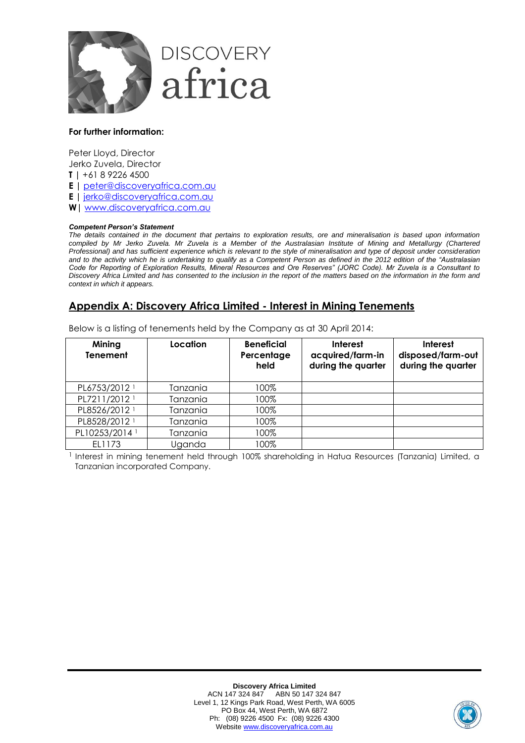DISCOVERY africa

**For further information:**

Peter Lloyd, Director
Jerko Zuvela, Director
**T** | +61 8 9226 4500
**E** | peter@discoveryafrica.com.au
**E** | jerko@discoveryafrica.com.au
**W** | www.discoveryafrica.com.au

***Competent Person's Statement***

*The details contained in the document that pertains to exploration results, ore and mineralisation is based upon information compiled by Mr Jerko Zuvela. Mr Zuvela is a Member of the Australasian Institute of Mining and Metallurgy (Chartered Professional) and has sufficient experience which is relevant to the style of mineralisation and type of deposit under consideration and to the activity which he is undertaking to qualify as a Competent Person as defined in the 2012 edition of the "Australasian Code for Reporting of Exploration Results, Mineral Resources and Ore Reserves" (JORC Code). Mr Zuvela is a Consultant to Discovery Africa Limited and has consented to the inclusion in the report of the matters based on the information in the form and context in which it appears.*

## Appendix A: Discovery Africa Limited - Interest in Mining Tenements

Below is a listing of tenements held by the Company as at 30 April 2014:

| Mining Tenement | Location | Beneficial Percentage held | Interest acquired/farm-in during the quarter | Interest disposed/farm-out during the quarter |
|---|---|---|---|---|
| PL6753/2012 [1] | Tanzania | 100% | | |
| PL7211/2012 [1] | Tanzania | 100% | | |
| PL8526/2012 [1] | Tanzania | 100% | | |
| PL8528/2012 [1] | Tanzania | 100% | | |
| PL10253/2014 [1] | Tanzania | 100% | | |
| EL1173 | Uganda | 100% | | |

[1] Interest in mining tenement held through 100% shareholding in Hatua Resources (Tanzania) Limited, a Tanzanian incorporated Company.

**Discovery Africa Limited**
ACN 147 324 847 ABN 50 147 324 847
Level 1, 12 Kings Park Road, West Perth, WA 6005
PO Box 44, West Perth, WA 6872
Ph: (08) 9226 4500 Fx: (08) 9226 4300
Website www.discoveryafrica.com.au